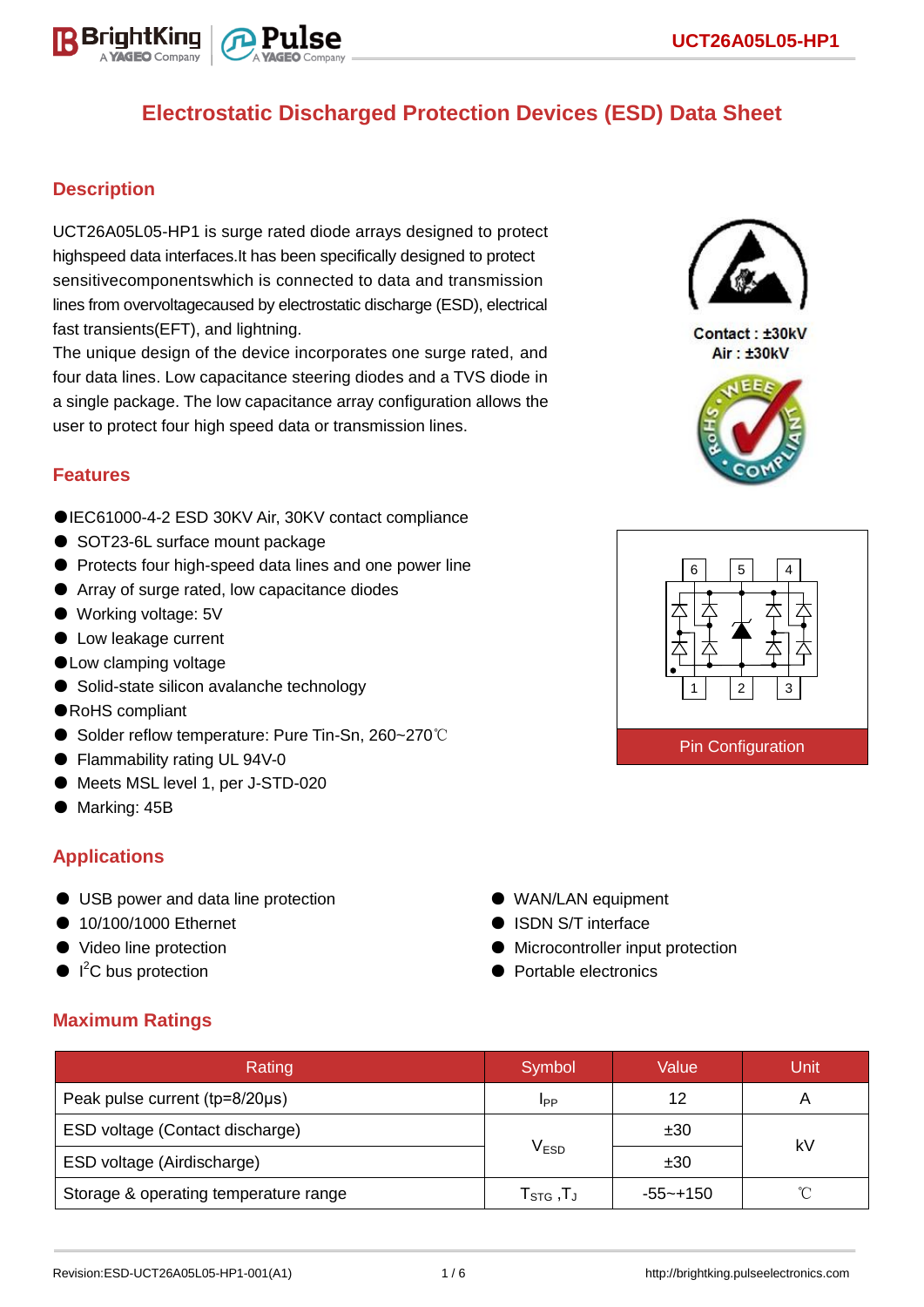# Electrostatic Discharged Protection Devices (ESD) Data Sheet

## Description

UCT26A05L05-HP1 is surge rated diode arrays designed to protect highspeed data interfaces.It has been specifically designed to protect sensitivecomponentswhich is connected to data and transmission lines from overvoltagecaused by electrostatic discharge (ESD), electrical fast transients(EFT), and lightning.

The unique design of the device incorporates one surge rated, and four data lines. Low capacitance steering diodes and a TVS diode in a single package. The low capacitance array configuration allows the user to protect four high speed data or transmission lines.

Contact : ±30kV
Air : ±30kV

## Features

- IEC61000-4-2 ESD 30KV Air, 30KV contact compliance
- SOT23-6L surface mount package
- Protects four high-speed data lines and one power line
- Array of surge rated, low capacitance diodes
- Working voltage: 5V
- Low leakage current
- Low clamping voltage
- Solid-state silicon avalanche technology
- RoHS compliant
- Solder reflow temperature: Pure Tin-Sn, 260~270℃
- Flammability rating UL 94V-0
- Meets MSL level 1, per J-STD-020
- Marking: 45B

Pin Configuration

## Applications

- USB power and data line protection
- 10/100/1000 Ethernet
- Video line protection
- $I^2C$ bus protection
- WAN/LAN equipment
- ISDN S/T interface
- Microcontroller input protection
- Portable electronics

## Maximum Ratings

| Rating | Symbol | Value | Unit |
|---|---|---|---|
| Peak pulse current (tp=8/20μs) | $I_{PP}$ | 12 | A |
| ESD voltage (Contact discharge) | $V_{ESD}$ | ±30 | kV |
| ESD voltage (Airdischarge) | | ±30 | |
| Storage & operating temperature range | $T_{STG}$ ,$T_J$ | -55~+150 | ℃ |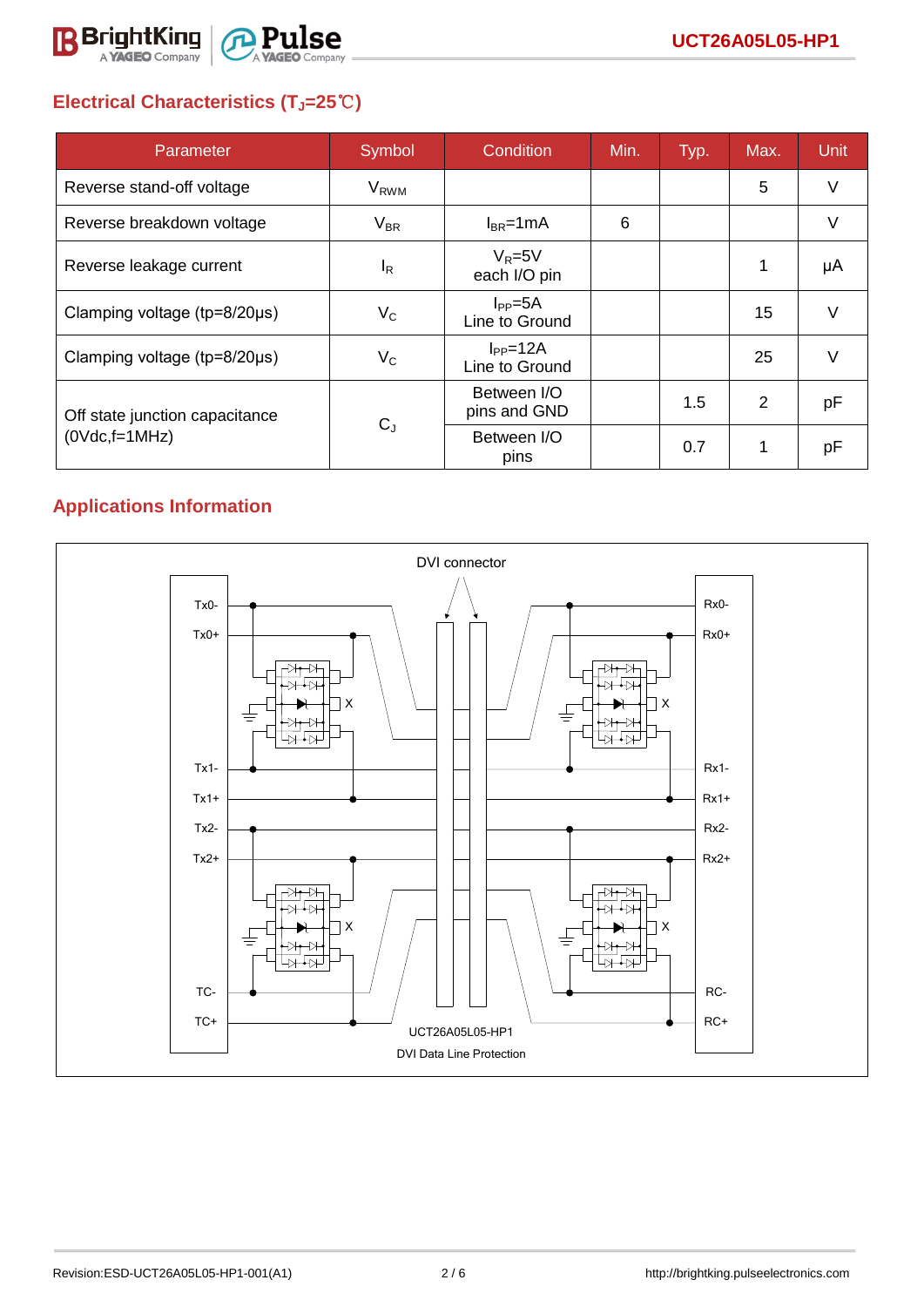## Electrical Characteristics ($T_J$=25℃)

| Parameter | Symbol | Condition | Min. | Typ. | Max. | Unit |
|---|---|---|---|---|---|---|
| Reverse stand-off voltage | $V_{RWM}$ | | | | 5 | V |
| Reverse breakdown voltage | $V_{BR}$ | $I_{BR}$=1mA | 6 | | | V |
| Reverse leakage current | $I_R$ | $V_R$=5V each I/O pin | | | 1 | μA |
| Clamping voltage (tp=8/20μs) | $V_C$ | $I_{PP}$=5A Line to Ground | | | 15 | V |
| Clamping voltage (tp=8/20μs) | $V_C$ | $I_{PP}$=12A Line to Ground | | | 25 | V |
| Off state junction capacitance (0Vdc,f=1MHz) | $C_J$ | Between I/O pins and GND | | 1.5 | 2 | pF |
| | | Between I/O pins | | 0.7 | 1 | pF |

## Applications Information

DVI connector

Tx0- Tx0+ Tx1- Tx1+ Tx2- Tx2+ TC- TC+

Rx0- Rx0+ Rx1- Rx1+ Rx2- Rx2+ RC- RC+

UCT26A05L05-HP1

DVI Data Line Protection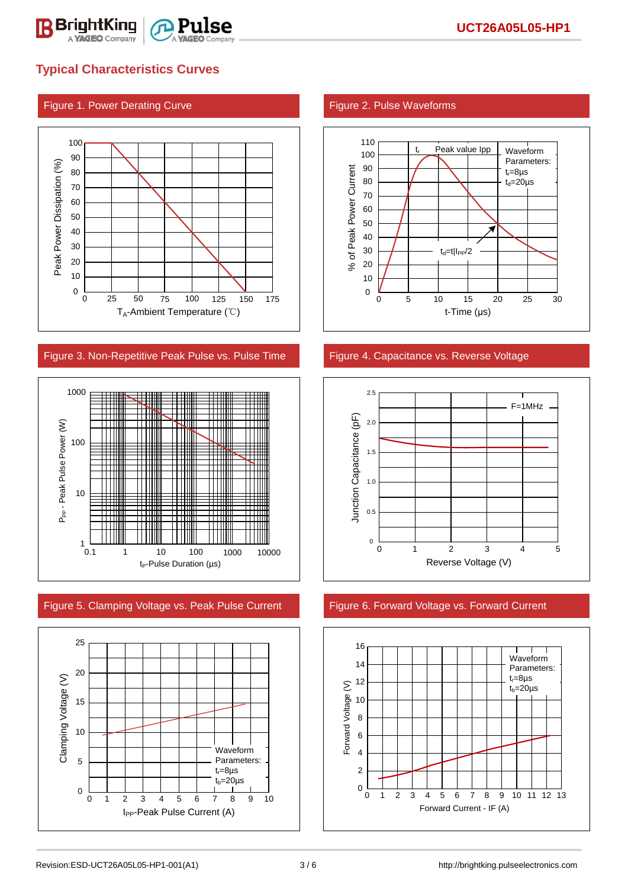## Typical Characteristics Curves

### Figure 1. Power Derating Curve

Peak Power Dissipation (%)

100, 90, 80, 70, 60, 50, 40, 30, 20, 10, 0

0, 25, 50, 75, 100, 125, 150, 175

$T_A$-Ambient Temperature (℃)

### Figure 2. Pulse Waveforms

% of Peak Power Current

110, 100, 90, 80, 70, 60, 50, 40, 30, 20, 10, 0

0, 5, 10, 15, 20, 25, 30

t-Time (µs)

$t_r$ Peak value Ipp

Waveform Parameters: $t_r$=8µs, $t_d$=20µs

$t_d$=t|$I_{PP}$/2

### Figure 3. Non-Repetitive Peak Pulse vs. Pulse Time

$P_{PP}$ - Peak Pulse Power (W)

1000, 100, 10, 1

0.1, 1, 10, 100, 1000, 10000

$t_P$-Pulse Duration (µs)

### Figure 4. Capacitance vs. Reverse Voltage

Junction Capacitance (pF)

2.5, 2.0, 1.5, 1.0, 0.5, 0

0, 1, 2, 3, 4, 5

Reverse Voltage (V)

F=1MHz

### Figure 5. Clamping Voltage vs. Peak Pulse Current

Clamping Voltage (V)

25, 20, 15, 10, 5, 0

0, 1, 2, 3, 4, 5, 6, 7, 8, 9, 10

$I_{PP}$-Peak Pulse Current (A)

Waveform Parameters: $t_r$=8µs, $t_b$=20µs

### Figure 6. Forward Voltage vs. Forward Current

Forward Voltage (V)

16, 14, 12, 10, 8, 6, 4, 2, 0

0, 1, 2, 3, 4, 5, 6, 7, 8, 9, 10, 11, 12, 13

Forward Current - IF (A)

Waveform Parameters: $t_r$=8µs, $t_b$=20µs

Revision:ESD-UCT26A05L05-HP1-001(A1)

http://brightking.pulseelectronics.com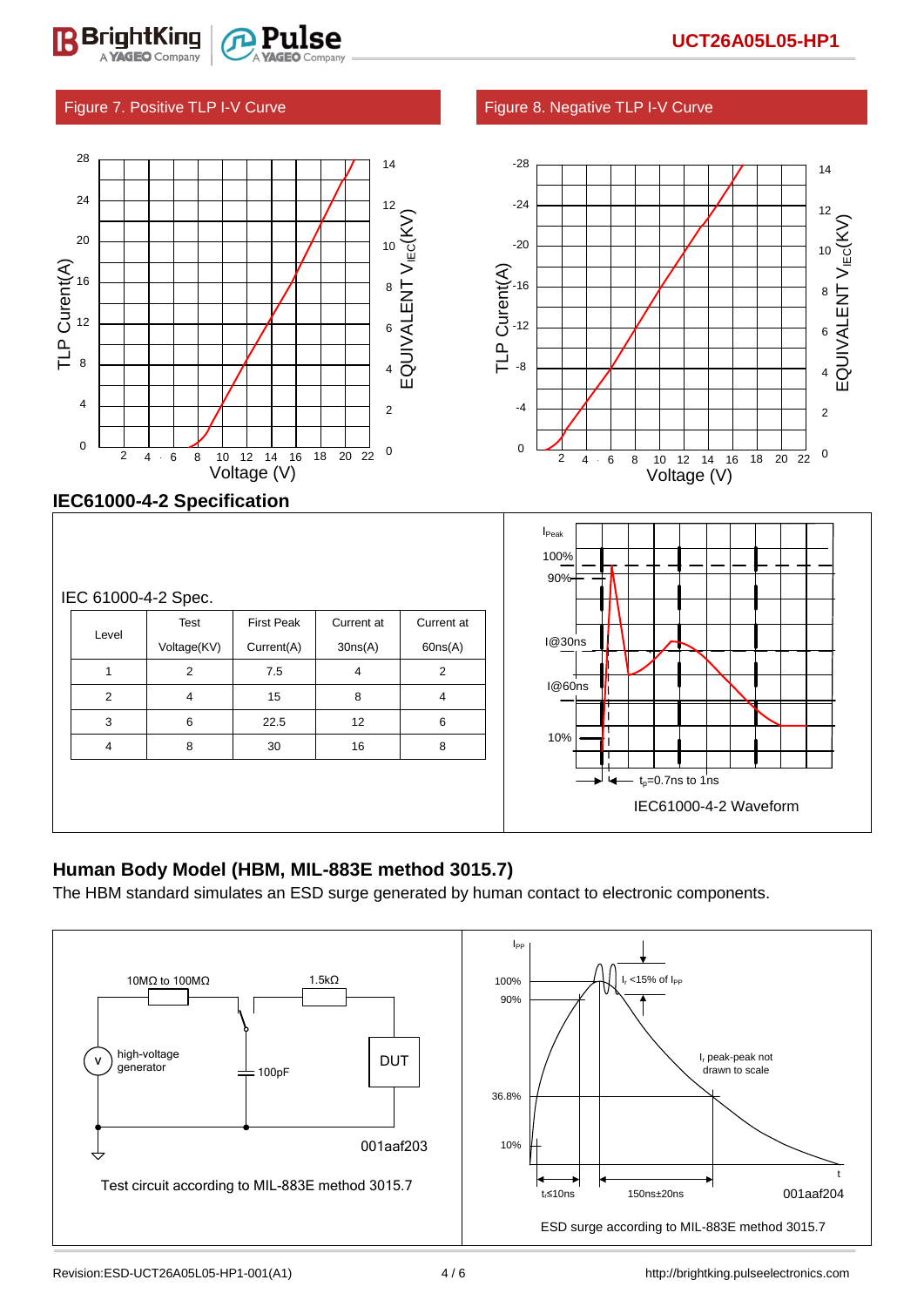Figure 7. Positive TLP I-V Curve

Figure 8. Negative TLP I-V Curve

## IEC61000-4-2 Specification

IEC 61000-4-2 Spec.

| Level | Test Voltage(KV) | First Peak Current(A) | Current at 30ns(A) | Current at 60ns(A) |
|---|---|---|---|---|
| 1 | 2 | 7.5 | 4 | 2 |
| 2 | 4 | 15 | 8 | 4 |
| 3 | 6 | 22.5 | 12 | 6 |
| 4 | 8 | 30 | 16 | 8 |

IEC61000-4-2 Waveform

## Human Body Model (HBM, MIL-883E method 3015.7)

The HBM standard simulates an ESD surge generated by human contact to electronic components.

Test circuit according to MIL-883E method 3015.7

ESD surge according to MIL-883E method 3015.7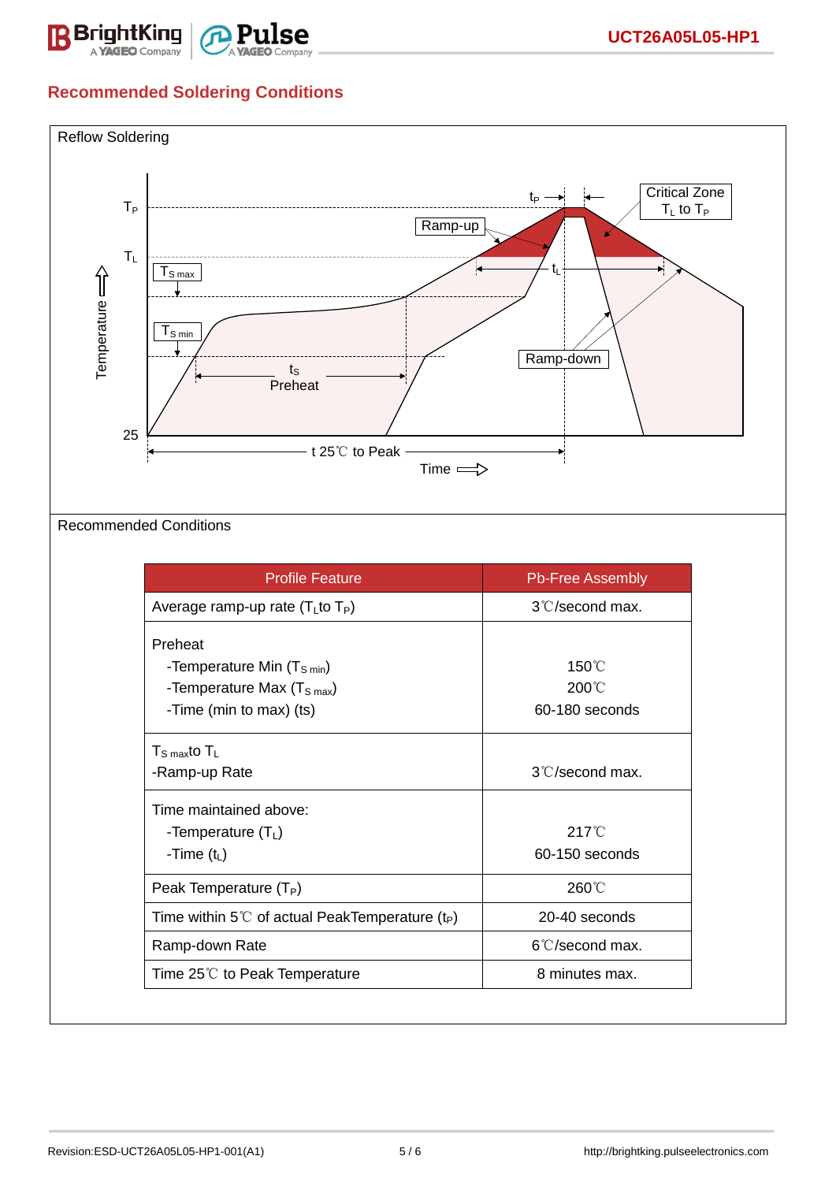## Recommended Soldering Conditions

Reflow Soldering

$T_P$

$T_L$

$T_{S\,max}$

$T_{S\,min}$

Temperature

25

$t_P$

Critical Zone $T_L$ to $T_P$

Ramp-up

$t_L$

$t_S$ Preheat

Ramp-down

t 25℃ to Peak

Time

Recommended Conditions

| Profile Feature | Pb-Free Assembly |
|---|---|
| Average ramp-up rate ($T_L$to $T_P$) | 3℃/second max. |
| Preheat<br>-Temperature Min ($T_{S\,min}$)<br>-Temperature Max ($T_{S\,max}$)<br>-Time (min to max) (ts) | <br>150℃<br>200℃<br>60-180 seconds |
| $T_{S\,max}$to $T_L$<br>-Ramp-up Rate | <br>3℃/second max. |
| Time maintained above:<br>-Temperature ($T_L$)<br>-Time ($t_L$) | <br>217℃<br>60-150 seconds |
| Peak Temperature ($T_P$) | 260℃ |
| Time within 5℃ of actual PeakTemperature ($t_P$) | 20-40 seconds |
| Ramp-down Rate | 6℃/second max. |
| Time 25℃ to Peak Temperature | 8 minutes max. |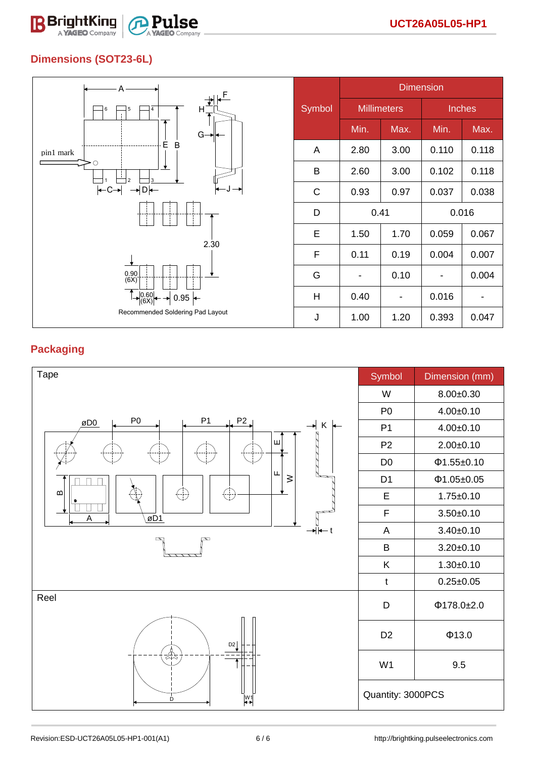## Dimensions (SOT23-6L)

A
F
H
G
E B
pin1 mark
C D J
2.30
0.90 (6X)
0.60 (6X)
0.95
Recommended Soldering Pad Layout

| Symbol | Dimension | | | |
|---|---|---|---|---|
| | Millimeters | | Inches | |
| | Min. | Max. | Min. | Max. |
| A | 2.80 | 3.00 | 0.110 | 0.118 |
| B | 2.60 | 3.00 | 0.102 | 0.118 |
| C | 0.93 | 0.97 | 0.037 | 0.038 |
| D | 0.41 | | 0.016 | |
| E | 1.50 | 1.70 | 0.059 | 0.067 |
| F | 0.11 | 0.19 | 0.004 | 0.007 |
| G | - | 0.10 | - | 0.004 |
| H | 0.40 | - | 0.016 | - |
| J | 1.00 | 1.20 | 0.393 | 0.047 |

## Packaging

Tape

øD0 P0 P1 P2 K
E F W
B A øD1 t

| Symbol | Dimension (mm) |
|---|---|
| W | 8.00±0.30 |
| P0 | 4.00±0.10 |
| P1 | 4.00±0.10 |
| P2 | 2.00±0.10 |
| D0 | Φ1.55±0.10 |
| D1 | Φ1.05±0.05 |
| E | 1.75±0.10 |
| F | 3.50±0.10 |
| A | 3.40±0.10 |
| B | 3.20±0.10 |
| K | 1.30±0.10 |
| t | 0.25±0.05 |

Reel

D2
D
W1

| Symbol | Dimension (mm) |
|---|---|
| D | Φ178.0±2.0 |
| D2 | Φ13.0 |
| W1 | 9.5 |

Quantity: 3000PCS

Revision:ESD-UCT26A05L05-HP1-001(A1)

http://brightking.pulseelectronics.com